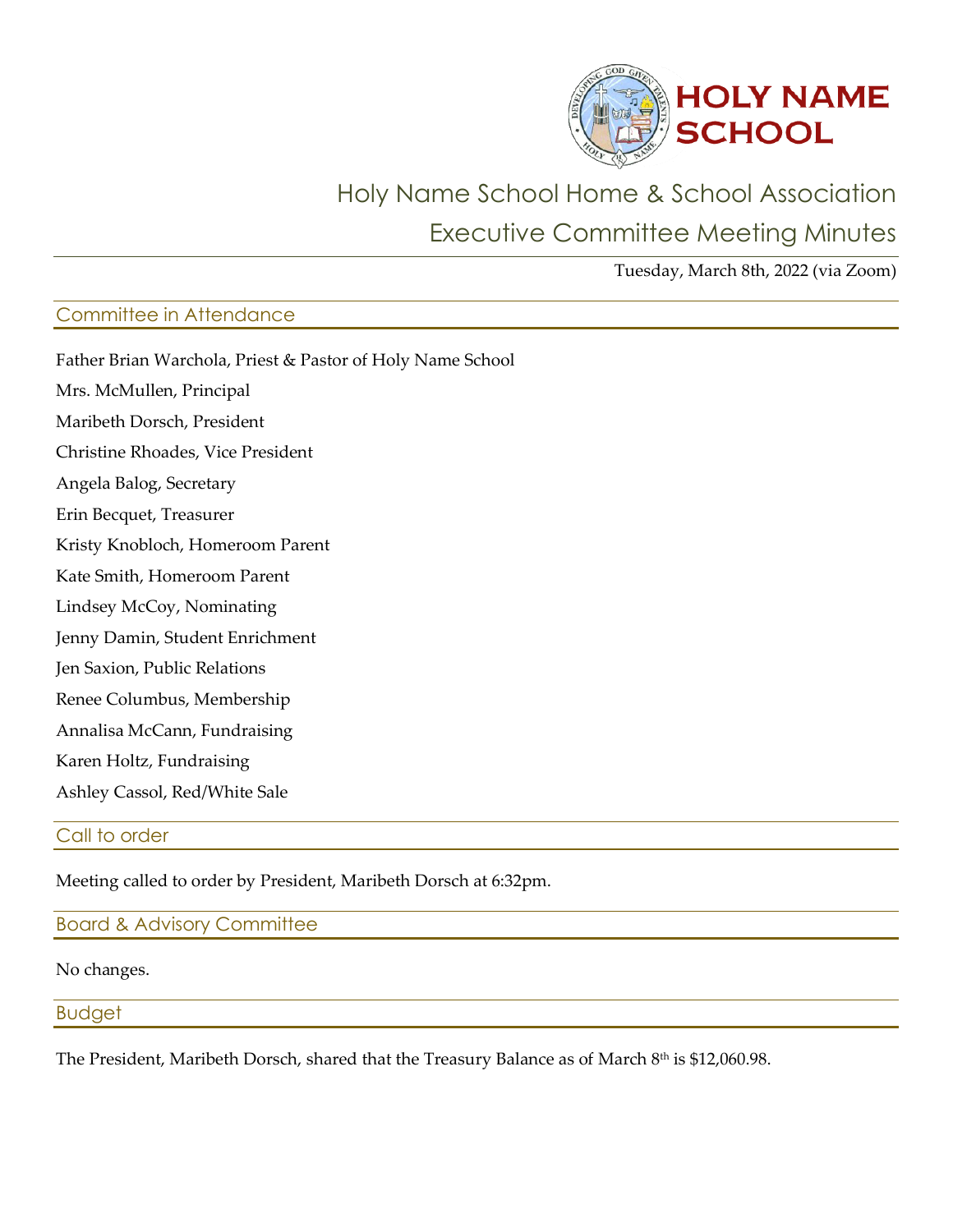# HOLY NAME SCHOOL

## Holy Name School Home & School Association
## Executive Committee Meeting Minutes

Tuesday, March 8th, 2022 (via Zoom)

### Committee in Attendance

Father Brian Warchola, Priest & Pastor of Holy Name School

Mrs. McMullen, Principal

Maribeth Dorsch, President

Christine Rhoades, Vice President

Angela Balog, Secretary

Erin Becquet, Treasurer

Kristy Knobloch, Homeroom Parent

Kate Smith, Homeroom Parent

Lindsey McCoy, Nominating

Jenny Damin, Student Enrichment

Jen Saxion, Public Relations

Renee Columbus, Membership

Annalisa McCann, Fundraising

Karen Holtz, Fundraising

Ashley Cassol, Red/White Sale

### Call to order

Meeting called to order by President, Maribeth Dorsch at 6:32pm.

### Board & Advisory Committee

No changes.

### Budget

The President, Maribeth Dorsch, shared that the Treasury Balance as of March 8th is $12,060.98.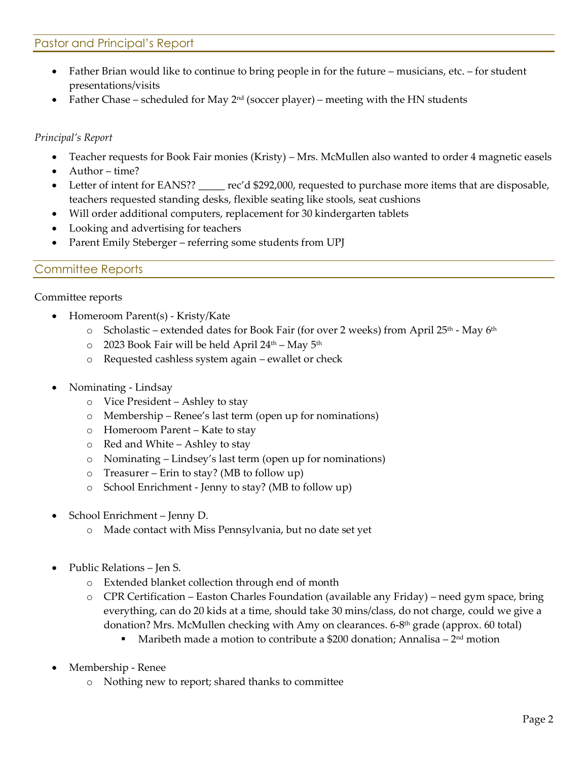## Pastor and Principal's Report

- Father Brian would like to continue to bring people in for the future – musicians, etc. – for student presentations/visits
- Father Chase – scheduled for May 2nd (soccer player) – meeting with the HN students

*Principal's Report*

- Teacher requests for Book Fair monies (Kristy) – Mrs. McMullen also wanted to order 4 magnetic easels
- Author – time?
- Letter of intent for EANS?? _____ rec'd $292,000, requested to purchase more items that are disposable, teachers requested standing desks, flexible seating like stools, seat cushions
- Will order additional computers, replacement for 30 kindergarten tablets
- Looking and advertising for teachers
- Parent Emily Steberger – referring some students from UPJ

## Committee Reports

Committee reports

- Homeroom Parent(s) - Kristy/Kate
  - Scholastic – extended dates for Book Fair (for over 2 weeks) from April 25th - May 6th
  - 2023 Book Fair will be held April 24th – May 5th
  - Requested cashless system again – ewallet or check

- Nominating - Lindsay
  - Vice President – Ashley to stay
  - Membership – Renee's last term (open up for nominations)
  - Homeroom Parent – Kate to stay
  - Red and White – Ashley to stay
  - Nominating – Lindsey's last term (open up for nominations)
  - Treasurer – Erin to stay? (MB to follow up)
  - School Enrichment - Jenny to stay? (MB to follow up)

- School Enrichment – Jenny D.
  - Made contact with Miss Pennsylvania, but no date set yet

- Public Relations – Jen S.
  - Extended blanket collection through end of month
  - CPR Certification – Easton Charles Foundation (available any Friday) – need gym space, bring everything, can do 20 kids at a time, should take 30 mins/class, do not charge, could we give a donation? Mrs. McMullen checking with Amy on clearances. 6-8th grade (approx. 60 total)
    - Maribeth made a motion to contribute a $200 donation; Annalisa – 2nd motion

- Membership - Renee
  - Nothing new to report; shared thanks to committee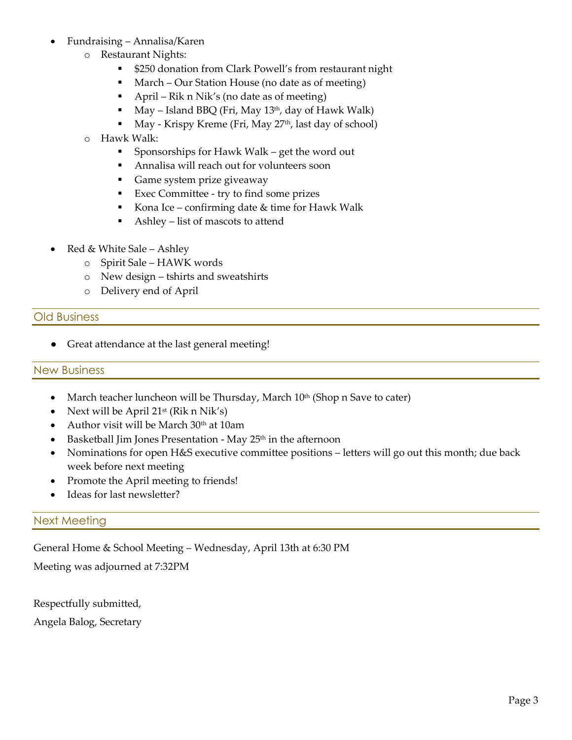- Fundraising – Annalisa/Karen
  - Restaurant Nights:
    - $250 donation from Clark Powell's from restaurant night
    - March – Our Station House (no date as of meeting)
    - April – Rik n Nik's (no date as of meeting)
    - May – Island BBQ (Fri, May 13th, day of Hawk Walk)
    - May - Krispy Kreme (Fri, May 27th, last day of school)
  - Hawk Walk:
    - Sponsorships for Hawk Walk – get the word out
    - Annalisa will reach out for volunteers soon
    - Game system prize giveaway
    - Exec Committee - try to find some prizes
    - Kona Ice – confirming date & time for Hawk Walk
    - Ashley – list of mascots to attend

- Red & White Sale – Ashley
  - Spirit Sale – HAWK words
  - New design – tshirts and sweatshirts
  - Delivery end of April

## Old Business

- Great attendance at the last general meeting!

## New Business

- March teacher luncheon will be Thursday, March 10th (Shop n Save to cater)
- Next will be April 21st (Rik n Nik's)
- Author visit will be March 30th at 10am
- Basketball Jim Jones Presentation - May 25th in the afternoon
- Nominations for open H&S executive committee positions – letters will go out this month; due back week before next meeting
- Promote the April meeting to friends!
- Ideas for last newsletter?

## Next Meeting

General Home & School Meeting – Wednesday, April 13th at 6:30 PM

Meeting was adjourned at 7:32PM

Respectfully submitted,

Angela Balog, Secretary